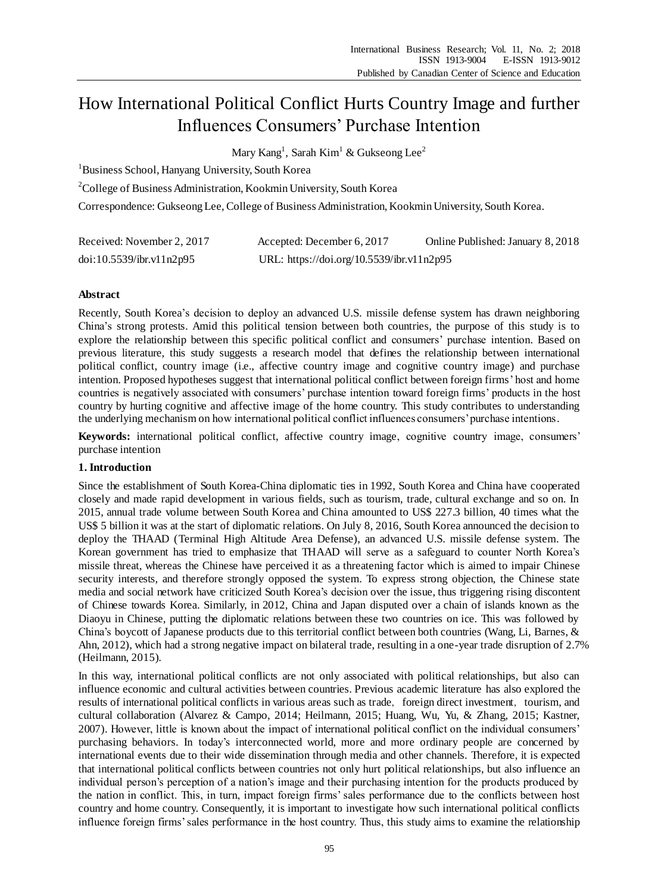# How International Political Conflict Hurts Country Image and further Influences Consumers' Purchase Intention

Mary Kang[1], Sarah Kim[1] & Gukseong Lee[2]

[1]Business School, Hanyang University, South Korea

[2]College of Business Administration, Kookmin University, South Korea

Correspondence: Gukseong Lee, College of Business Administration, Kookmin University, South Korea.

Received: November 2, 2017 Accepted: December 6, 2017 Online Published: January 8, 2018

doi:10.5539/ibr.v11n2p95 URL: https://doi.org/10.5539/ibr.v11n2p95

## Abstract

Recently, South Korea's decision to deploy an advanced U.S. missile defense system has drawn neighboring China's strong protests. Amid this political tension between both countries, the purpose of this study is to explore the relationship between this specific political conflict and consumers' purchase intention. Based on previous literature, this study suggests a research model that defines the relationship between international political conflict, country image (i.e., affective country image and cognitive country image) and purchase intention. Proposed hypotheses suggest that international political conflict between foreign firms' host and home countries is negatively associated with consumers' purchase intention toward foreign firms' products in the host country by hurting cognitive and affective image of the home country. This study contributes to understanding the underlying mechanism on how international political conflict influences consumers' purchase intentions.

**Keywords:** international political conflict, affective country image, cognitive country image, consumers' purchase intention

## 1. Introduction

Since the establishment of South Korea-China diplomatic ties in 1992, South Korea and China have cooperated closely and made rapid development in various fields, such as tourism, trade, cultural exchange and so on. In 2015, annual trade volume between South Korea and China amounted to US$ 227.3 billion, 40 times what the US$ 5 billion it was at the start of diplomatic relations. On July 8, 2016, South Korea announced the decision to deploy the THAAD (Terminal High Altitude Area Defense), an advanced U.S. missile defense system. The Korean government has tried to emphasize that THAAD will serve as a safeguard to counter North Korea's missile threat, whereas the Chinese have perceived it as a threatening factor which is aimed to impair Chinese security interests, and therefore strongly opposed the system. To express strong objection, the Chinese state media and social network have criticized South Korea's decision over the issue, thus triggering rising discontent of Chinese towards Korea. Similarly, in 2012, China and Japan disputed over a chain of islands known as the Diaoyu in Chinese, putting the diplomatic relations between these two countries on ice. This was followed by China's boycott of Japanese products due to this territorial conflict between both countries (Wang, Li, Barnes, & Ahn, 2012), which had a strong negative impact on bilateral trade, resulting in a one-year trade disruption of 2.7% (Heilmann, 2015).

In this way, international political conflicts are not only associated with political relationships, but also can influence economic and cultural activities between countries. Previous academic literature has also explored the results of international political conflicts in various areas such as trade, foreign direct investment, tourism, and cultural collaboration (Alvarez & Campo, 2014; Heilmann, 2015; Huang, Wu, Yu, & Zhang, 2015; Kastner, 2007). However, little is known about the impact of international political conflict on the individual consumers' purchasing behaviors. In today's interconnected world, more and more ordinary people are concerned by international events due to their wide dissemination through media and other channels. Therefore, it is expected that international political conflicts between countries not only hurt political relationships, but also influence an individual person's perception of a nation's image and their purchasing intention for the products produced by the nation in conflict. This, in turn, impact foreign firms' sales performance due to the conflicts between host country and home country. Consequently, it is important to investigate how such international political conflicts influence foreign firms' sales performance in the host country. Thus, this study aims to examine the relationship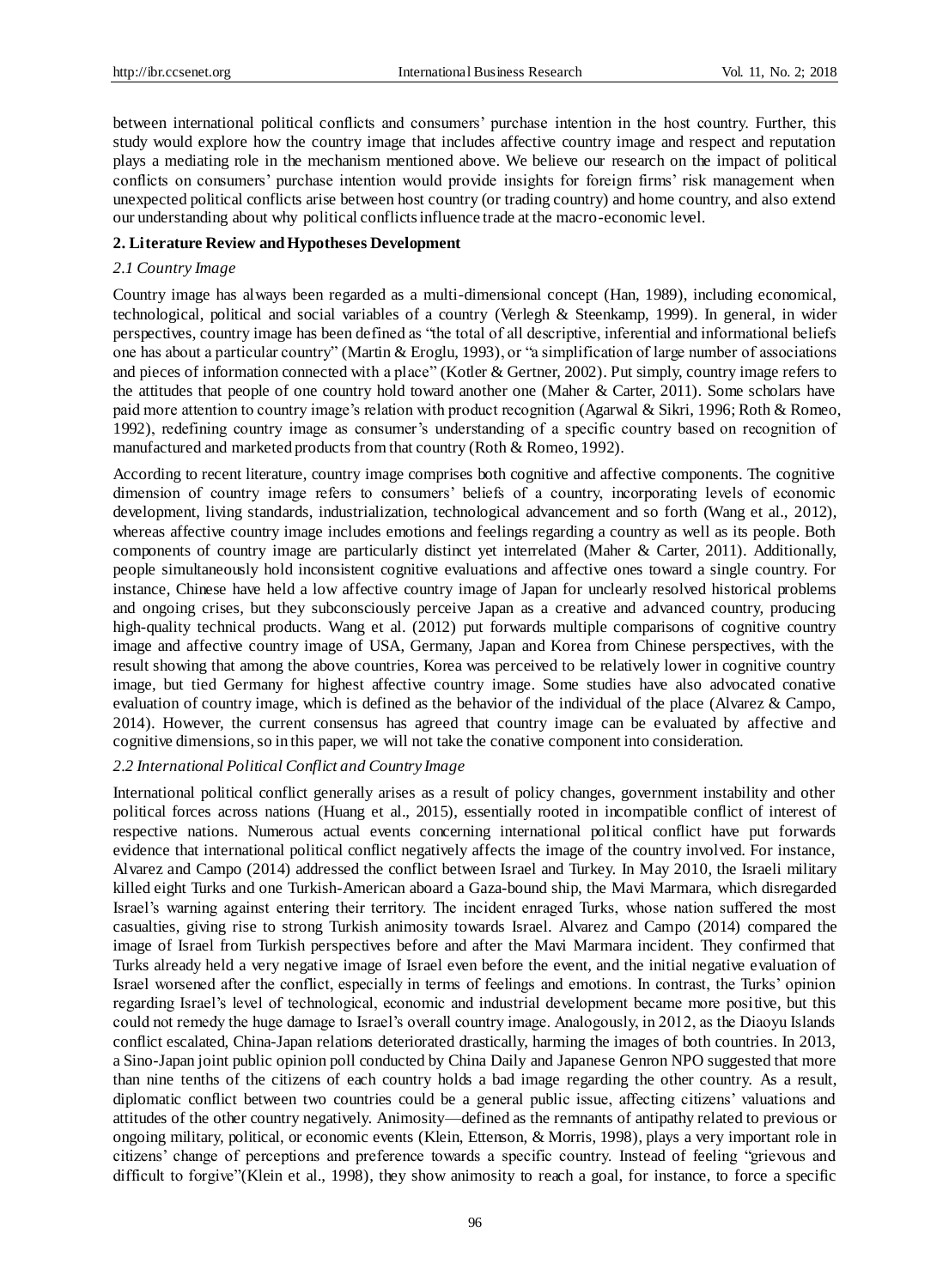between international political conflicts and consumers' purchase intention in the host country. Further, this study would explore how the country image that includes affective country image and respect and reputation plays a mediating role in the mechanism mentioned above. We believe our research on the impact of political conflicts on consumers' purchase intention would provide insights for foreign firms' risk management when unexpected political conflicts arise between host country (or trading country) and home country, and also extend our understanding about why political conflicts influence trade at the macro-economic level.

## 2. Literature Review and Hypotheses Development

### *2.1 Country Image*

Country image has always been regarded as a multi-dimensional concept (Han, 1989), including economical, technological, political and social variables of a country (Verlegh & Steenkamp, 1999). In general, in wider perspectives, country image has been defined as "the total of all descriptive, inferential and informational beliefs one has about a particular country" (Martin & Eroglu, 1993), or "a simplification of large number of associations and pieces of information connected with a place" (Kotler & Gertner, 2002). Put simply, country image refers to the attitudes that people of one country hold toward another one (Maher & Carter, 2011). Some scholars have paid more attention to country image's relation with product recognition (Agarwal & Sikri, 1996; Roth & Romeo, 1992), redefining country image as consumer's understanding of a specific country based on recognition of manufactured and marketed products from that country (Roth & Romeo, 1992).

According to recent literature, country image comprises both cognitive and affective components. The cognitive dimension of country image refers to consumers' beliefs of a country, incorporating levels of economic development, living standards, industrialization, technological advancement and so forth (Wang et al., 2012), whereas affective country image includes emotions and feelings regarding a country as well as its people. Both components of country image are particularly distinct yet interrelated (Maher & Carter, 2011). Additionally, people simultaneously hold inconsistent cognitive evaluations and affective ones toward a single country. For instance, Chinese have held a low affective country image of Japan for unclearly resolved historical problems and ongoing crises, but they subconsciously perceive Japan as a creative and advanced country, producing high-quality technical products. Wang et al. (2012) put forwards multiple comparisons of cognitive country image and affective country image of USA, Germany, Japan and Korea from Chinese perspectives, with the result showing that among the above countries, Korea was perceived to be relatively lower in cognitive country image, but tied Germany for highest affective country image. Some studies have also advocated conative evaluation of country image, which is defined as the behavior of the individual of the place (Alvarez & Campo, 2014). However, the current consensus has agreed that country image can be evaluated by affective and cognitive dimensions, so in this paper, we will not take the conative component into consideration.

### *2.2 International Political Conflict and Country Image*

International political conflict generally arises as a result of policy changes, government instability and other political forces across nations (Huang et al., 2015), essentially rooted in incompatible conflict of interest of respective nations. Numerous actual events concerning international political conflict have put forwards evidence that international political conflict negatively affects the image of the country involved. For instance, Alvarez and Campo (2014) addressed the conflict between Israel and Turkey. In May 2010, the Israeli military killed eight Turks and one Turkish-American aboard a Gaza-bound ship, the Mavi Marmara, which disregarded Israel's warning against entering their territory. The incident enraged Turks, whose nation suffered the most casualties, giving rise to strong Turkish animosity towards Israel. Alvarez and Campo (2014) compared the image of Israel from Turkish perspectives before and after the Mavi Marmara incident. They confirmed that Turks already held a very negative image of Israel even before the event, and the initial negative evaluation of Israel worsened after the conflict, especially in terms of feelings and emotions. In contrast, the Turks' opinion regarding Israel's level of technological, economic and industrial development became more positive, but this could not remedy the huge damage to Israel's overall country image. Analogously, in 2012, as the Diaoyu Islands conflict escalated, China-Japan relations deteriorated drastically, harming the images of both countries. In 2013, a Sino-Japan joint public opinion poll conducted by China Daily and Japanese Genron NPO suggested that more than nine tenths of the citizens of each country holds a bad image regarding the other country. As a result, diplomatic conflict between two countries could be a general public issue, affecting citizens' valuations and attitudes of the other country negatively. Animosity—defined as the remnants of antipathy related to previous or ongoing military, political, or economic events (Klein, Ettenson, & Morris, 1998), plays a very important role in citizens' change of perceptions and preference towards a specific country. Instead of feeling "grievous and difficult to forgive"(Klein et al., 1998), they show animosity to reach a goal, for instance, to force a specific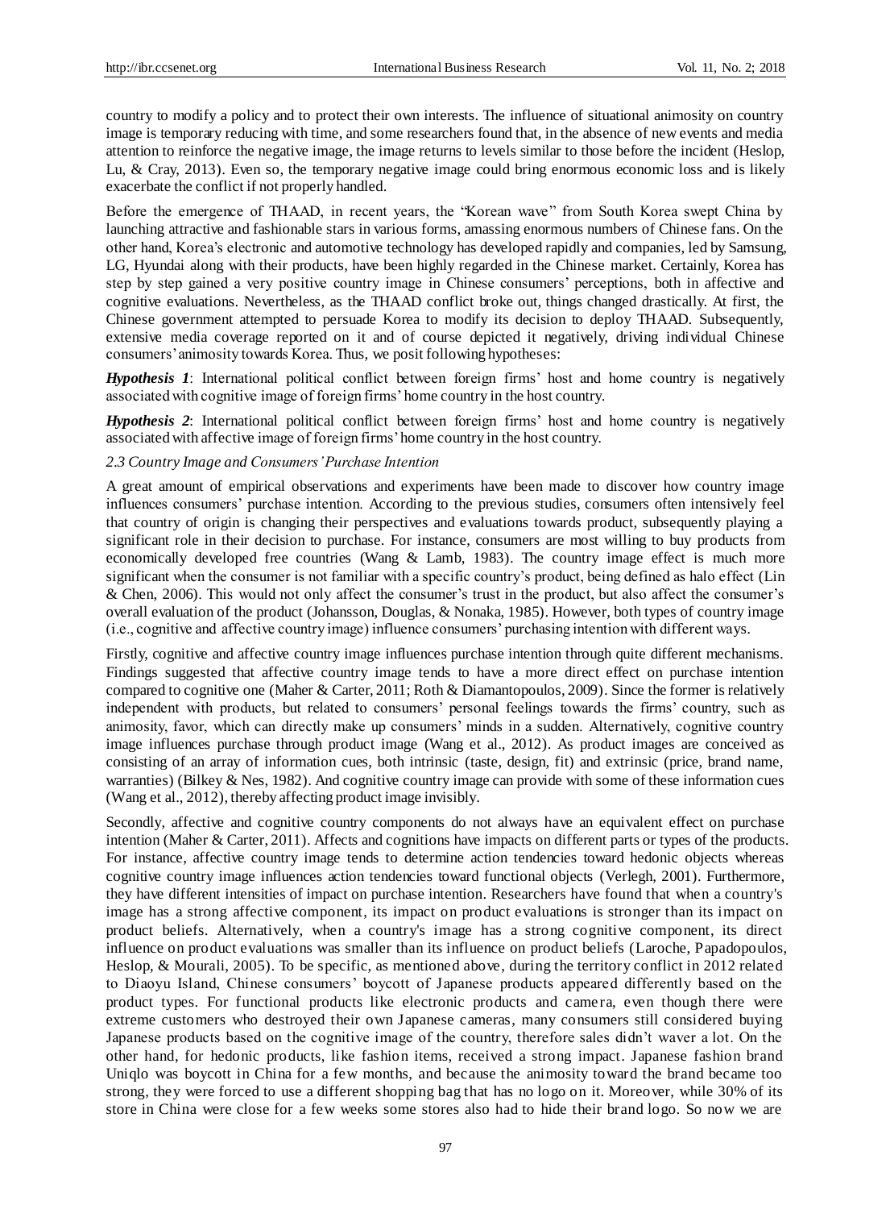country to modify a policy and to protect their own interests. The influence of situational animosity on country image is temporary reducing with time, and some researchers found that, in the absence of new events and media attention to reinforce the negative image, the image returns to levels similar to those before the incident (Heslop, Lu, & Cray, 2013). Even so, the temporary negative image could bring enormous economic loss and is likely exacerbate the conflict if not properly handled.

Before the emergence of THAAD, in recent years, the "Korean wave" from South Korea swept China by launching attractive and fashionable stars in various forms, amassing enormous numbers of Chinese fans. On the other hand, Korea's electronic and automotive technology has developed rapidly and companies, led by Samsung, LG, Hyundai along with their products, have been highly regarded in the Chinese market. Certainly, Korea has step by step gained a very positive country image in Chinese consumers' perceptions, both in affective and cognitive evaluations. Nevertheless, as the THAAD conflict broke out, things changed drastically. At first, the Chinese government attempted to persuade Korea to modify its decision to deploy THAAD. Subsequently, extensive media coverage reported on it and of course depicted it negatively, driving individual Chinese consumers' animosity towards Korea. Thus, we posit following hypotheses:

***Hypothesis 1***: International political conflict between foreign firms' host and home country is negatively associated with cognitive image of foreign firms' home country in the host country.

***Hypothesis 2***: International political conflict between foreign firms' host and home country is negatively associated with affective image of foreign firms' home country in the host country.

### *2.3 Country Image and Consumers' Purchase Intention*

A great amount of empirical observations and experiments have been made to discover how country image influences consumers' purchase intention. According to the previous studies, consumers often intensively feel that country of origin is changing their perspectives and evaluations towards product, subsequently playing a significant role in their decision to purchase. For instance, consumers are most willing to buy products from economically developed free countries (Wang & Lamb, 1983). The country image effect is much more significant when the consumer is not familiar with a specific country's product, being defined as halo effect (Lin & Chen, 2006). This would not only affect the consumer's trust in the product, but also affect the consumer's overall evaluation of the product (Johansson, Douglas, & Nonaka, 1985). However, both types of country image (i.e., cognitive and affective country image) influence consumers' purchasing intention with different ways.

Firstly, cognitive and affective country image influences purchase intention through quite different mechanisms. Findings suggested that affective country image tends to have a more direct effect on purchase intention compared to cognitive one (Maher & Carter, 2011; Roth & Diamantopoulos, 2009). Since the former is relatively independent with products, but related to consumers' personal feelings towards the firms' country, such as animosity, favor, which can directly make up consumers' minds in a sudden. Alternatively, cognitive country image influences purchase through product image (Wang et al., 2012). As product images are conceived as consisting of an array of information cues, both intrinsic (taste, design, fit) and extrinsic (price, brand name, warranties) (Bilkey & Nes, 1982). And cognitive country image can provide with some of these information cues (Wang et al., 2012), thereby affecting product image invisibly.

Secondly, affective and cognitive country components do not always have an equivalent effect on purchase intention (Maher & Carter, 2011). Affects and cognitions have impacts on different parts or types of the products. For instance, affective country image tends to determine action tendencies toward hedonic objects whereas cognitive country image influences action tendencies toward functional objects (Verlegh, 2001). Furthermore, they have different intensities of impact on purchase intention. Researchers have found that when a country's image has a strong affective component, its impact on product evaluations is stronger than its impact on product beliefs. Alternatively, when a country's image has a strong cognitive component, its direct influence on product evaluations was smaller than its influence on product beliefs (Laroche, Papadopoulos, Heslop, & Mourali, 2005). To be specific, as mentioned above, during the territory conflict in 2012 related to Diaoyu Island, Chinese consumers' boycott of Japanese products appeared differently based on the product types. For functional products like electronic products and camera, even though there were extreme customers who destroyed their own Japanese cameras, many consumers still considered buying Japanese products based on the cognitive image of the country, therefore sales didn't waver a lot. On the other hand, for hedonic products, like fashion items, received a strong impact. Japanese fashion brand Uniqlo was boycott in China for a few months, and because the animosity toward the brand became too strong, they were forced to use a different shopping bag that has no logo on it. Moreover, while 30% of its store in China were close for a few weeks some stores also had to hide their brand logo. So now we are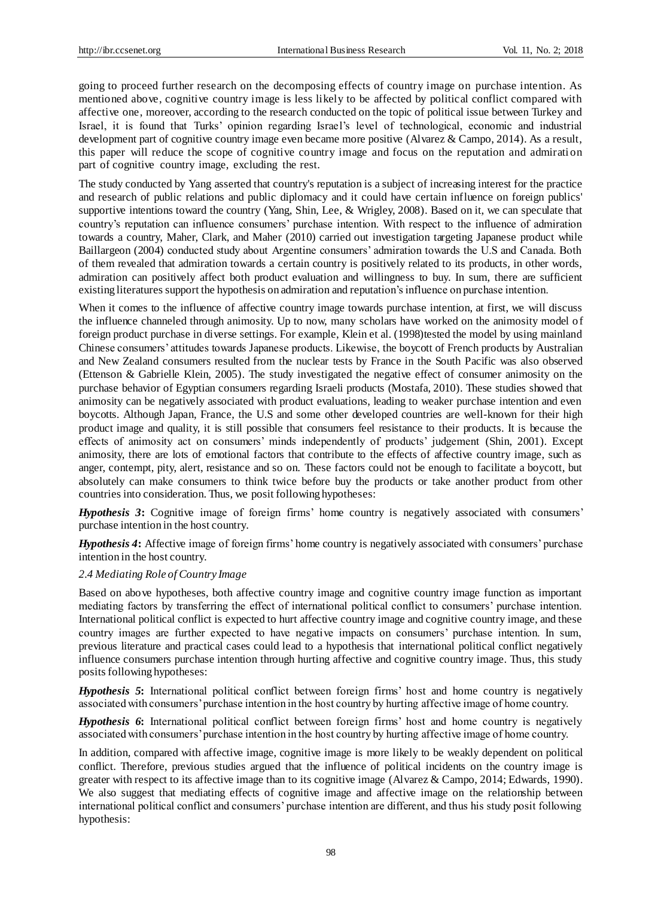going to proceed further research on the decomposing effects of country image on purchase intention. As mentioned above, cognitive country image is less likely to be affected by political conflict compared with affective one, moreover, according to the research conducted on the topic of political issue between Turkey and Israel, it is found that Turks' opinion regarding Israel's level of technological, economic and industrial development part of cognitive country image even became more positive (Alvarez & Campo, 2014). As a result, this paper will reduce the scope of cognitive country image and focus on the reputation and admiration part of cognitive country image, excluding the rest.

The study conducted by Yang asserted that country's reputation is a subject of increasing interest for the practice and research of public relations and public diplomacy and it could have certain influence on foreign publics' supportive intentions toward the country (Yang, Shin, Lee, & Wrigley, 2008). Based on it, we can speculate that country's reputation can influence consumers' purchase intention. With respect to the influence of admiration towards a country, Maher, Clark, and Maher (2010) carried out investigation targeting Japanese product while Baillargeon (2004) conducted study about Argentine consumers' admiration towards the U.S and Canada. Both of them revealed that admiration towards a certain country is positively related to its products, in other words, admiration can positively affect both product evaluation and willingness to buy. In sum, there are sufficient existing literatures support the hypothesis on admiration and reputation's influence on purchase intention.

When it comes to the influence of affective country image towards purchase intention, at first, we will discuss the influence channeled through animosity. Up to now, many scholars have worked on the animosity model of foreign product purchase in diverse settings. For example, Klein et al. (1998)tested the model by using mainland Chinese consumers' attitudes towards Japanese products. Likewise, the boycott of French products by Australian and New Zealand consumers resulted from the nuclear tests by France in the South Pacific was also observed (Ettenson & Gabrielle Klein, 2005). The study investigated the negative effect of consumer animosity on the purchase behavior of Egyptian consumers regarding Israeli products (Mostafa, 2010). These studies showed that animosity can be negatively associated with product evaluations, leading to weaker purchase intention and even boycotts. Although Japan, France, the U.S and some other developed countries are well-known for their high product image and quality, it is still possible that consumers feel resistance to their products. It is because the effects of animosity act on consumers' minds independently of products' judgement (Shin, 2001). Except animosity, there are lots of emotional factors that contribute to the effects of affective country image, such as anger, contempt, pity, alert, resistance and so on. These factors could not be enough to facilitate a boycott, but absolutely can make consumers to think twice before buy the products or take another product from other countries into consideration. Thus, we posit following hypotheses:

***Hypothesis 3*****:** Cognitive image of foreign firms' home country is negatively associated with consumers' purchase intention in the host country.

***Hypothesis 4*****:** Affective image of foreign firms' home country is negatively associated with consumers' purchase intention in the host country.

### *2.4 Mediating Role of Country Image*

Based on above hypotheses, both affective country image and cognitive country image function as important mediating factors by transferring the effect of international political conflict to consumers' purchase intention. International political conflict is expected to hurt affective country image and cognitive country image, and these country images are further expected to have negative impacts on consumers' purchase intention. In sum, previous literature and practical cases could lead to a hypothesis that international political conflict negatively influence consumers purchase intention through hurting affective and cognitive country image. Thus, this study posits following hypotheses:

***Hypothesis 5*****:** International political conflict between foreign firms' host and home country is negatively associated with consumers' purchase intention in the host country by hurting affective image of home country.

***Hypothesis 6*****:** International political conflict between foreign firms' host and home country is negatively associated with consumers' purchase intention in the host country by hurting affective image of home country.

In addition, compared with affective image, cognitive image is more likely to be weakly dependent on political conflict. Therefore, previous studies argued that the influence of political incidents on the country image is greater with respect to its affective image than to its cognitive image (Alvarez & Campo, 2014; Edwards, 1990). We also suggest that mediating effects of cognitive image and affective image on the relationship between international political conflict and consumers' purchase intention are different, and thus his study posit following hypothesis: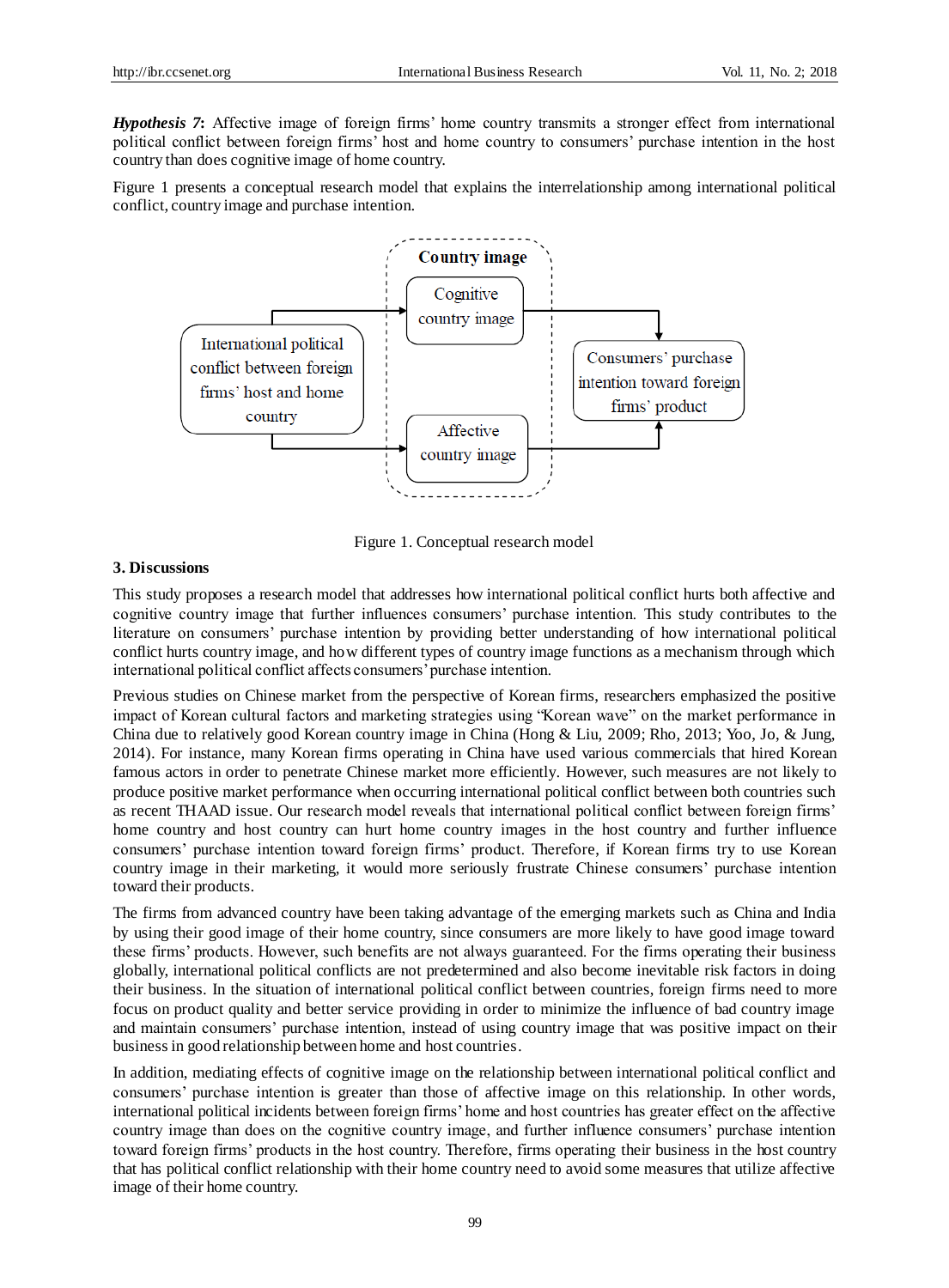***Hypothesis 7*:** Affective image of foreign firms' home country transmits a stronger effect from international political conflict between foreign firms' host and home country to consumers' purchase intention in the host country than does cognitive image of home country.

Figure 1 presents a conceptual research model that explains the interrelationship among international political conflict, country image and purchase intention.

Figure 1. Conceptual research model

### 3. Discussions

This study proposes a research model that addresses how international political conflict hurts both affective and cognitive country image that further influences consumers' purchase intention. This study contributes to the literature on consumers' purchase intention by providing better understanding of how international political conflict hurts country image, and how different types of country image functions as a mechanism through which international political conflict affects consumers' purchase intention.

Previous studies on Chinese market from the perspective of Korean firms, researchers emphasized the positive impact of Korean cultural factors and marketing strategies using "Korean wave" on the market performance in China due to relatively good Korean country image in China (Hong & Liu, 2009; Rho, 2013; Yoo, Jo, & Jung, 2014). For instance, many Korean firms operating in China have used various commercials that hired Korean famous actors in order to penetrate Chinese market more efficiently. However, such measures are not likely to produce positive market performance when occurring international political conflict between both countries such as recent THAAD issue. Our research model reveals that international political conflict between foreign firms' home country and host country can hurt home country images in the host country and further influence consumers' purchase intention toward foreign firms' product. Therefore, if Korean firms try to use Korean country image in their marketing, it would more seriously frustrate Chinese consumers' purchase intention toward their products.

The firms from advanced country have been taking advantage of the emerging markets such as China and India by using their good image of their home country, since consumers are more likely to have good image toward these firms' products. However, such benefits are not always guaranteed. For the firms operating their business globally, international political conflicts are not predetermined and also become inevitable risk factors in doing their business. In the situation of international political conflict between countries, foreign firms need to more focus on product quality and better service providing in order to minimize the influence of bad country image and maintain consumers' purchase intention, instead of using country image that was positive impact on their business in good relationship between home and host countries.

In addition, mediating effects of cognitive image on the relationship between international political conflict and consumers' purchase intention is greater than those of affective image on this relationship. In other words, international political incidents between foreign firms' home and host countries has greater effect on the affective country image than does on the cognitive country image, and further influence consumers' purchase intention toward foreign firms' products in the host country. Therefore, firms operating their business in the host country that has political conflict relationship with their home country need to avoid some measures that utilize affective image of their home country.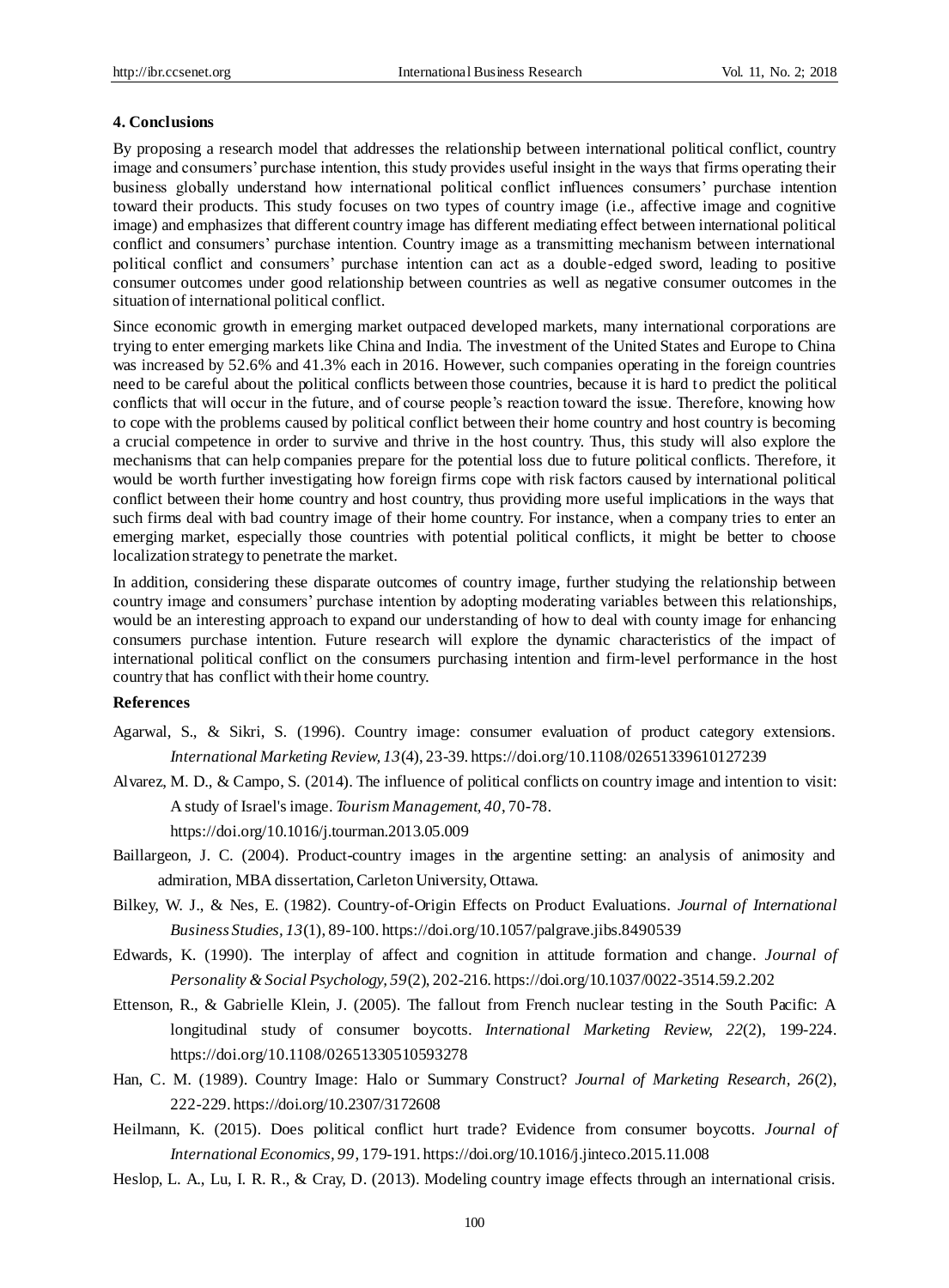## 4. Conclusions

By proposing a research model that addresses the relationship between international political conflict, country image and consumers' purchase intention, this study provides useful insight in the ways that firms operating their business globally understand how international political conflict influences consumers' purchase intention toward their products. This study focuses on two types of country image (i.e., affective image and cognitive image) and emphasizes that different country image has different mediating effect between international political conflict and consumers' purchase intention. Country image as a transmitting mechanism between international political conflict and consumers' purchase intention can act as a double-edged sword, leading to positive consumer outcomes under good relationship between countries as well as negative consumer outcomes in the situation of international political conflict.

Since economic growth in emerging market outpaced developed markets, many international corporations are trying to enter emerging markets like China and India. The investment of the United States and Europe to China was increased by 52.6% and 41.3% each in 2016. However, such companies operating in the foreign countries need to be careful about the political conflicts between those countries, because it is hard to predict the political conflicts that will occur in the future, and of course people's reaction toward the issue. Therefore, knowing how to cope with the problems caused by political conflict between their home country and host country is becoming a crucial competence in order to survive and thrive in the host country. Thus, this study will also explore the mechanisms that can help companies prepare for the potential loss due to future political conflicts. Therefore, it would be worth further investigating how foreign firms cope with risk factors caused by international political conflict between their home country and host country, thus providing more useful implications in the ways that such firms deal with bad country image of their home country. For instance, when a company tries to enter an emerging market, especially those countries with potential political conflicts, it might be better to choose localization strategy to penetrate the market.

In addition, considering these disparate outcomes of country image, further studying the relationship between country image and consumers' purchase intention by adopting moderating variables between this relationships, would be an interesting approach to expand our understanding of how to deal with county image for enhancing consumers purchase intention. Future research will explore the dynamic characteristics of the impact of international political conflict on the consumers purchasing intention and firm-level performance in the host country that has conflict with their home country.

## References

Agarwal, S., & Sikri, S. (1996). Country image: consumer evaluation of product category extensions. *International Marketing Review, 13*(4), 23-39. https://doi.org/10.1108/02651339610127239

Alvarez, M. D., & Campo, S. (2014). The influence of political conflicts on country image and intention to visit: A study of Israel's image. *Tourism Management, 40*, 70-78. https://doi.org/10.1016/j.tourman.2013.05.009

Baillargeon, J. C. (2004). Product-country images in the argentine setting: an analysis of animosity and admiration, MBA dissertation, Carleton University, Ottawa.

Bilkey, W. J., & Nes, E. (1982). Country-of-Origin Effects on Product Evaluations. *Journal of International Business Studies, 13*(1), 89-100. https://doi.org/10.1057/palgrave.jibs.8490539

Edwards, K. (1990). The interplay of affect and cognition in attitude formation and change. *Journal of Personality & Social Psychology, 59*(2), 202-216. https://doi.org/10.1037/0022-3514.59.2.202

Ettenson, R., & Gabrielle Klein, J. (2005). The fallout from French nuclear testing in the South Pacific: A longitudinal study of consumer boycotts. *International Marketing Review, 22*(2), 199-224. https://doi.org/10.1108/02651330510593278

Han, C. M. (1989). Country Image: Halo or Summary Construct? *Journal of Marketing Research, 26*(2), 222-229. https://doi.org/10.2307/3172608

Heilmann, K. (2015). Does political conflict hurt trade? Evidence from consumer boycotts. *Journal of International Economics, 99*, 179-191. https://doi.org/10.1016/j.jinteco.2015.11.008

Heslop, L. A., Lu, I. R. R., & Cray, D. (2013). Modeling country image effects through an international crisis.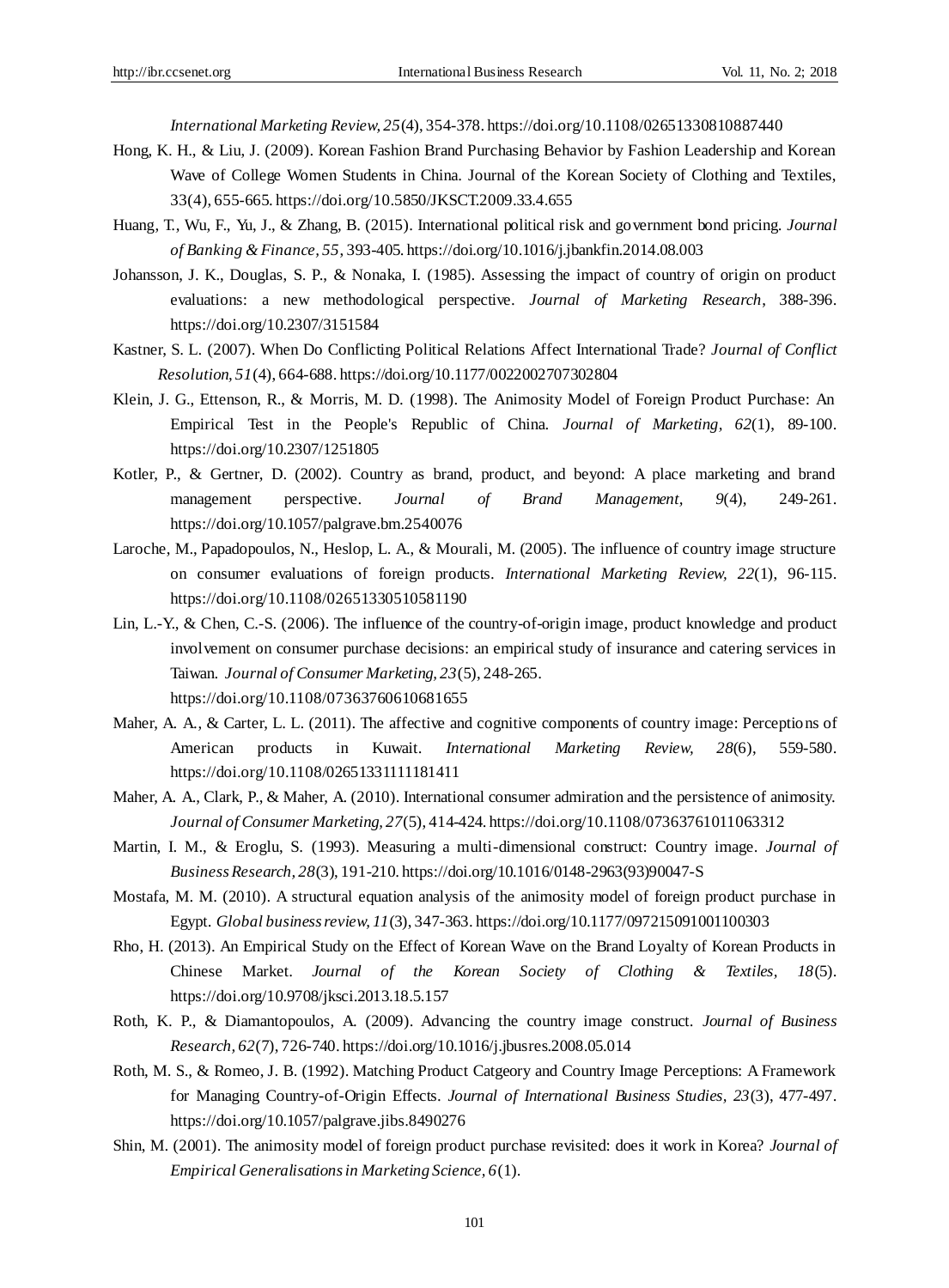*International Marketing Review, 25*(4), 354-378. https://doi.org/10.1108/02651330810887440

Hong, K. H., & Liu, J. (2009). Korean Fashion Brand Purchasing Behavior by Fashion Leadership and Korean Wave of College Women Students in China. Journal of the Korean Society of Clothing and Textiles, 33(4), 655-665. https://doi.org/10.5850/JKSCT.2009.33.4.655

Huang, T., Wu, F., Yu, J., & Zhang, B. (2015). International political risk and government bond pricing. *Journal of Banking & Finance, 55*, 393-405. https://doi.org/10.1016/j.jbankfin.2014.08.003

Johansson, J. K., Douglas, S. P., & Nonaka, I. (1985). Assessing the impact of country of origin on product evaluations: a new methodological perspective. *Journal of Marketing Research*, 388-396. https://doi.org/10.2307/3151584

Kastner, S. L. (2007). When Do Conflicting Political Relations Affect International Trade? *Journal of Conflict Resolution, 51*(4), 664-688. https://doi.org/10.1177/0022002707302804

Klein, J. G., Ettenson, R., & Morris, M. D. (1998). The Animosity Model of Foreign Product Purchase: An Empirical Test in the People's Republic of China. *Journal of Marketing, 62*(1), 89-100. https://doi.org/10.2307/1251805

Kotler, P., & Gertner, D. (2002). Country as brand, product, and beyond: A place marketing and brand management perspective. *Journal of Brand Management, 9*(4), 249-261. https://doi.org/10.1057/palgrave.bm.2540076

Laroche, M., Papadopoulos, N., Heslop, L. A., & Mourali, M. (2005). The influence of country image structure on consumer evaluations of foreign products. *International Marketing Review, 22*(1), 96-115. https://doi.org/10.1108/02651330510581190

Lin, L.-Y., & Chen, C.-S. (2006). The influence of the country-of-origin image, product knowledge and product involvement on consumer purchase decisions: an empirical study of insurance and catering services in Taiwan. *Journal of Consumer Marketing, 23*(5), 248-265. https://doi.org/10.1108/07363760610681655

Maher, A. A., & Carter, L. L. (2011). The affective and cognitive components of country image: Perceptions of American products in Kuwait. *International Marketing Review, 28*(6), 559-580. https://doi.org/10.1108/02651331111181411

Maher, A. A., Clark, P., & Maher, A. (2010). International consumer admiration and the persistence of animosity. *Journal of Consumer Marketing, 27*(5), 414-424. https://doi.org/10.1108/07363761011063312

Martin, I. M., & Eroglu, S. (1993). Measuring a multi-dimensional construct: Country image. *Journal of Business Research, 28*(3), 191-210. https://doi.org/10.1016/0148-2963(93)90047-S

Mostafa, M. M. (2010). A structural equation analysis of the animosity model of foreign product purchase in Egypt. *Global business review, 11*(3), 347-363. https://doi.org/10.1177/097215091001100303

Rho, H. (2013). An Empirical Study on the Effect of Korean Wave on the Brand Loyalty of Korean Products in Chinese Market. *Journal of the Korean Society of Clothing & Textiles, 18*(5). https://doi.org/10.9708/jksci.2013.18.5.157

Roth, K. P., & Diamantopoulos, A. (2009). Advancing the country image construct. *Journal of Business Research, 62*(7), 726-740. https://doi.org/10.1016/j.jbusres.2008.05.014

Roth, M. S., & Romeo, J. B. (1992). Matching Product Catgeory and Country Image Perceptions: A Framework for Managing Country-of-Origin Effects. *Journal of International Business Studies, 23*(3), 477-497. https://doi.org/10.1057/palgrave.jibs.8490276

Shin, M. (2001). The animosity model of foreign product purchase revisited: does it work in Korea? *Journal of Empirical Generalisations in Marketing Science, 6*(1).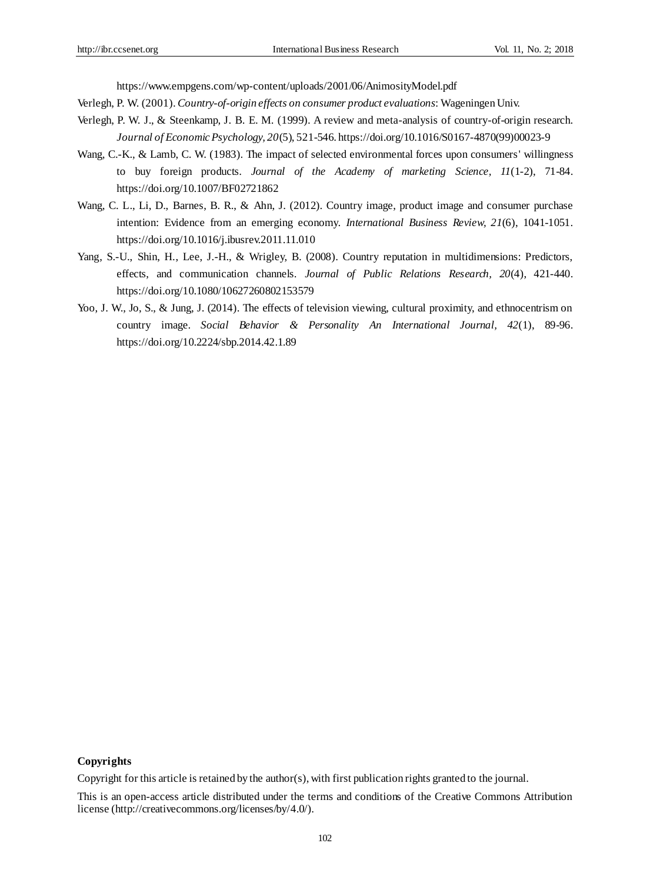https://www.empgens.com/wp-content/uploads/2001/06/AnimosityModel.pdf

Verlegh, P. W. (2001). *Country-of-origin effects on consumer product evaluations*: Wageningen Univ.

Verlegh, P. W. J., & Steenkamp, J. B. E. M. (1999). A review and meta-analysis of country-of-origin research. *Journal of Economic Psychology, 20*(5), 521-546. https://doi.org/10.1016/S0167-4870(99)00023-9

Wang, C.-K., & Lamb, C. W. (1983). The impact of selected environmental forces upon consumers' willingness to buy foreign products. *Journal of the Academy of marketing Science, 11*(1-2), 71-84. https://doi.org/10.1007/BF02721862

Wang, C. L., Li, D., Barnes, B. R., & Ahn, J. (2012). Country image, product image and consumer purchase intention: Evidence from an emerging economy. *International Business Review, 21*(6), 1041-1051. https://doi.org/10.1016/j.ibusrev.2011.11.010

Yang, S.-U., Shin, H., Lee, J.-H., & Wrigley, B. (2008). Country reputation in multidimensions: Predictors, effects, and communication channels. *Journal of Public Relations Research, 20*(4), 421-440. https://doi.org/10.1080/10627260802153579

Yoo, J. W., Jo, S., & Jung, J. (2014). The effects of television viewing, cultural proximity, and ethnocentrism on country image. *Social Behavior & Personality An International Journal, 42*(1), 89-96. https://doi.org/10.2224/sbp.2014.42.1.89

**Copyrights**

Copyright for this article is retained by the author(s), with first publication rights granted to the journal.

This is an open-access article distributed under the terms and conditions of the Creative Commons Attribution license (http://creativecommons.org/licenses/by/4.0/).